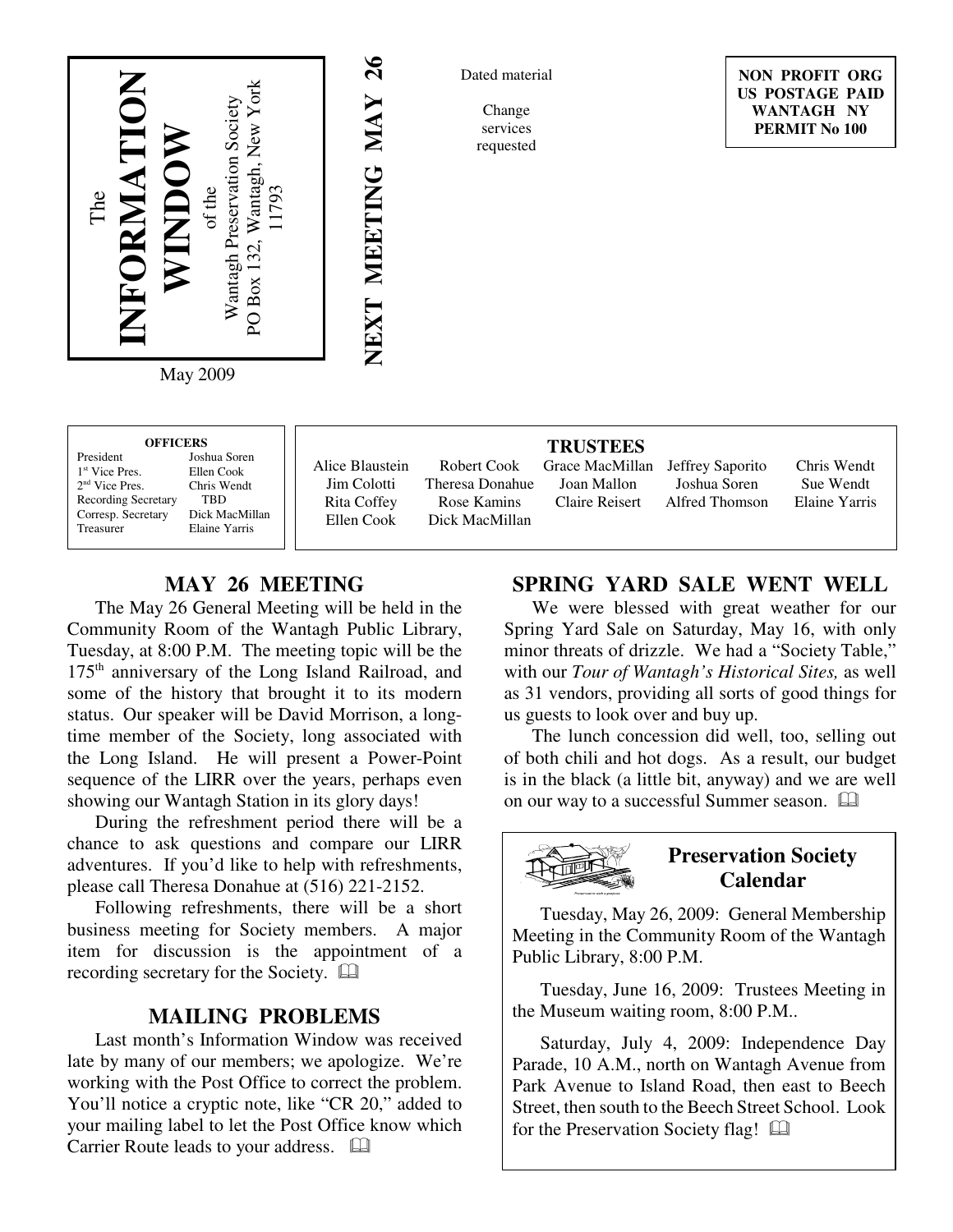# The INFORMATION WINDOW

of the Wantagh Preservation Society
PO Box 132, Wantagh, New York 11793

May 2009

**NEXT MEETING MAY 26**

Dated material

Change services requested

**NON PROFIT ORG**
**US POSTAGE PAID**
**WANTAGH NY**
**PERMIT No 100**

**OFFICERS**

| | |
|---|---|
| President | Joshua Soren |
| 1st Vice Pres. | Ellen Cook |
| 2nd Vice Pres. | Chris Wendt |
| Recording Secretary | TBD |
| Corresp. Secretary | Dick MacMillan |
| Treasurer | Elaine Yarris |

**TRUSTEES**

| | | | | |
|---|---|---|---|---|
| Alice Blaustein | Robert Cook | Grace MacMillan | Jeffrey Saporito | Chris Wendt |
| Jim Colotti | Theresa Donahue | Joan Mallon | Joshua Soren | Sue Wendt |
| Rita Coffey | Rose Kamins | Claire Reisert | Alfred Thomson | Elaine Yarris |
| Ellen Cook | Dick MacMillan | | | |

## MAY 26 MEETING

The May 26 General Meeting will be held in the Community Room of the Wantagh Public Library, Tuesday, at 8:00 P.M. The meeting topic will be the 175th anniversary of the Long Island Railroad, and some of the history that brought it to its modern status. Our speaker will be David Morrison, a long-time member of the Society, long associated with the Long Island. He will present a Power-Point sequence of the LIRR over the years, perhaps even showing our Wantagh Station in its glory days!

During the refreshment period there will be a chance to ask questions and compare our LIRR adventures. If you'd like to help with refreshments, please call Theresa Donahue at (516) 221-2152.

Following refreshments, there will be a short business meeting for Society members. A major item for discussion is the appointment of a recording secretary for the Society. 🕮

## MAILING PROBLEMS

Last month's Information Window was received late by many of our members; we apologize. We're working with the Post Office to correct the problem. You'll notice a cryptic note, like "CR 20," added to your mailing label to let the Post Office know which Carrier Route leads to your address. 🕮

## SPRING YARD SALE WENT WELL

We were blessed with great weather for our Spring Yard Sale on Saturday, May 16, with only minor threats of drizzle. We had a "Society Table," with our *Tour of Wantagh's Historical Sites,* as well as 31 vendors, providing all sorts of good things for us guests to look over and buy up.

The lunch concession did well, too, selling out of both chili and hot dogs. As a result, our budget is in the black (a little bit, anyway) and we are well on our way to a successful Summer season. 🕮

## Preservation Society Calendar

Tuesday, May 26, 2009: General Membership Meeting in the Community Room of the Wantagh Public Library, 8:00 P.M.

Tuesday, June 16, 2009: Trustees Meeting in the Museum waiting room, 8:00 P.M..

Saturday, July 4, 2009: Independence Day Parade, 10 A.M., north on Wantagh Avenue from Park Avenue to Island Road, then east to Beech Street, then south to the Beech Street School. Look for the Preservation Society flag! 🕮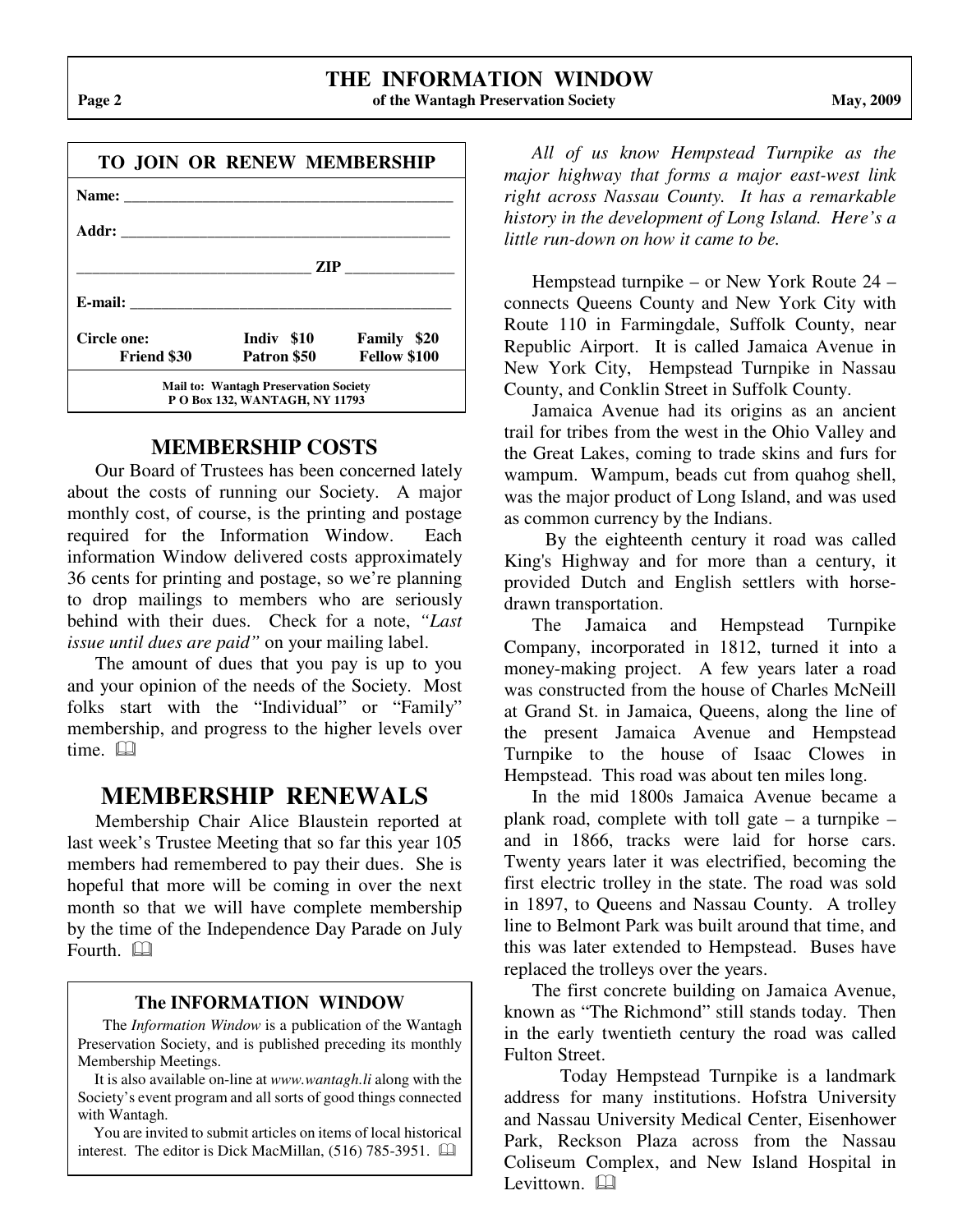## TO JOIN OR RENEW MEMBERSHIP

**Name:** ________________________________________

**Addr:** ________________________________________

____________________________ **ZIP** _____________

**E-mail:** ________________________________________

| | | |
|---|---|---|
| **Circle one:** | **Indiv $10** | **Family $20** |
| **Friend $30** | **Patron $50** | **Fellow $100** |

**Mail to: Wantagh Preservation Society**
**P O Box 132, WANTAGH, NY 11793**

## MEMBERSHIP COSTS

Our Board of Trustees has been concerned lately about the costs of running our Society. A major monthly cost, of course, is the printing and postage required for the Information Window. Each information Window delivered costs approximately 36 cents for printing and postage, so we're planning to drop mailings to members who are seriously behind with their dues. Check for a note, *"Last issue until dues are paid"* on your mailing label.

The amount of dues that you pay is up to you and your opinion of the needs of the Society. Most folks start with the "Individual" or "Family" membership, and progress to the higher levels over time. 🕮

# MEMBERSHIP RENEWALS

Membership Chair Alice Blaustein reported at last week's Trustee Meeting that so far this year 105 members had remembered to pay their dues. She is hopeful that more will be coming in over the next month so that we will have complete membership by the time of the Independence Day Parade on July Fourth. 🕮

### The INFORMATION WINDOW

The *Information Window* is a publication of the Wantagh Preservation Society, and is published preceding its monthly Membership Meetings.

It is also available on-line at *www.wantagh.li* along with the Society's event program and all sorts of good things connected with Wantagh.

You are invited to submit articles on items of local historical interest. The editor is Dick MacMillan, (516) 785-3951. 🕮

*All of us know Hempstead Turnpike as the major highway that forms a major east-west link right across Nassau County. It has a remarkable history in the development of Long Island. Here's a little run-down on how it came to be.*

Hempstead turnpike – or New York Route 24 – connects Queens County and New York City with Route 110 in Farmingdale, Suffolk County, near Republic Airport. It is called Jamaica Avenue in New York City, Hempstead Turnpike in Nassau County, and Conklin Street in Suffolk County.

Jamaica Avenue had its origins as an ancient trail for tribes from the west in the Ohio Valley and the Great Lakes, coming to trade skins and furs for wampum. Wampum, beads cut from quahog shell, was the major product of Long Island, and was used as common currency by the Indians.

By the eighteenth century it road was called King's Highway and for more than a century, it provided Dutch and English settlers with horse-drawn transportation.

The Jamaica and Hempstead Turnpike Company, incorporated in 1812, turned it into a money-making project. A few years later a road was constructed from the house of Charles McNeill at Grand St. in Jamaica, Queens, along the line of the present Jamaica Avenue and Hempstead Turnpike to the house of Isaac Clowes in Hempstead. This road was about ten miles long.

In the mid 1800s Jamaica Avenue became a plank road, complete with toll gate – a turnpike – and in 1866, tracks were laid for horse cars. Twenty years later it was electrified, becoming the first electric trolley in the state. The road was sold in 1897, to Queens and Nassau County. A trolley line to Belmont Park was built around that time, and this was later extended to Hempstead. Buses have replaced the trolleys over the years.

The first concrete building on Jamaica Avenue, known as "The Richmond" still stands today. Then in the early twentieth century the road was called Fulton Street.

Today Hempstead Turnpike is a landmark address for many institutions. Hofstra University and Nassau University Medical Center, Eisenhower Park, Reckson Plaza across from the Nassau Coliseum Complex, and New Island Hospital in Levittown. 🕮